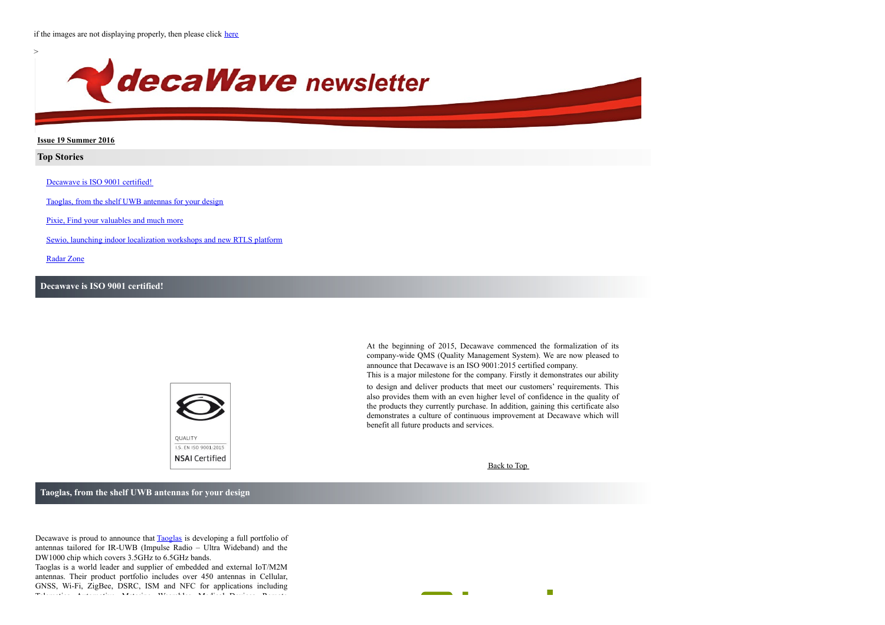if the images are not displaying properly, then please click [here]

>

# decaWave newsletter

**Issue 19 Summer 2016**

## Top Stories

- [Decawave is ISO 9001 certified!]
- [Taoglas, from the shelf UWB antennas for your design]
- [Pixie, Find your valuables and much more]
- [Sewio, launching indoor localization workshops and new RTLS platform]
- [Radar Zone]

## Decawave is ISO 9001 certified!

QUALITY
I.S. EN ISO 9001:2015
NSAI Certified

At the beginning of 2015, Decawave commenced the formalization of its company-wide QMS (Quality Management System). We are now pleased to announce that Decawave is an ISO 9001:2015 certified company.
This is a major milestone for the company. Firstly it demonstrates our ability to design and deliver products that meet our customers' requirements. This also provides them with an even higher level of confidence in the quality of the products they currently purchase. In addition, gaining this certificate also demonstrates a culture of continuous improvement at Decawave which will benefit all future products and services.

Back to Top

## Taoglas, from the shelf UWB antennas for your design

Decawave is proud to announce that Taoglas is developing a full portfolio of antennas tailored for IR-UWB (Impulse Radio – Ultra Wideband) and the DW1000 chip which covers 3.5GHz to 6.5GHz bands.
Taoglas is a world leader and supplier of embedded and external IoT/M2M antennas. Their product portfolio includes over 450 antennas in Cellular, GNSS, Wi-Fi, ZigBee, DSRC, ISM and NFC for applications including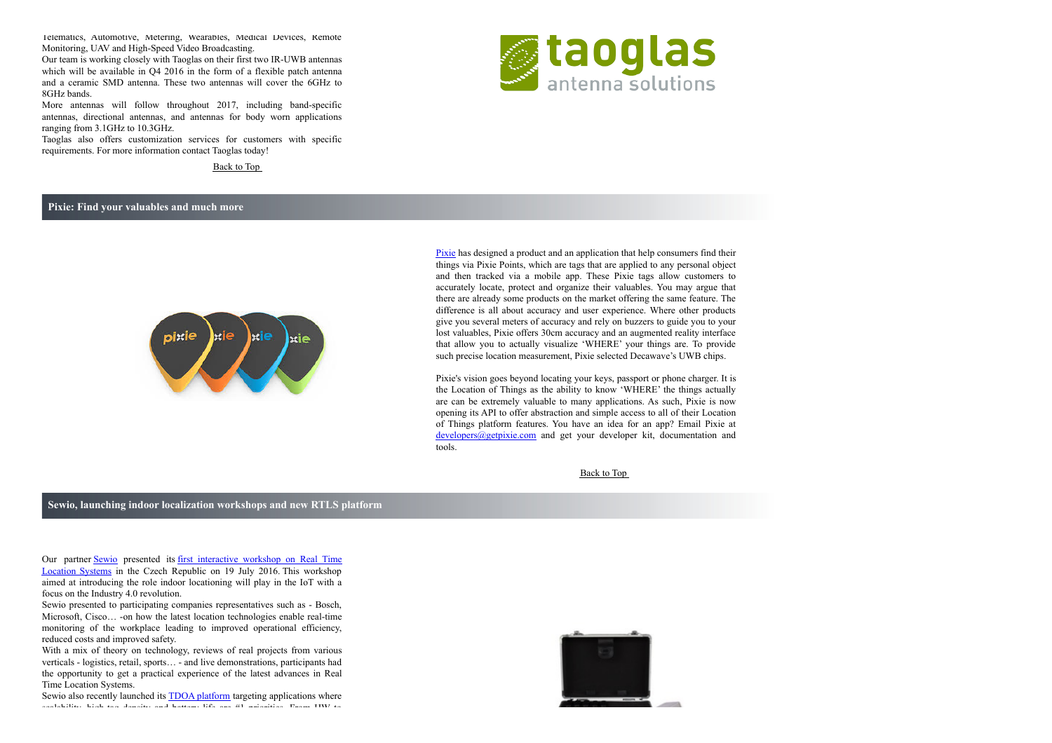Telematics, Automotive, Metering, Wearables, Medical Devices, Remote Monitoring, UAV and High-Speed Video Broadcasting.

Our team is working closely with Taoglas on their first two IR-UWB antennas which will be available in Q4 2016 in the form of a flexible patch antenna and a ceramic SMD antenna. These two antennas will cover the 6GHz to 8GHz bands.

More antennas will follow throughout 2017, including band-specific antennas, directional antennas, and antennas for body worn applications ranging from 3.1GHz to 10.3GHz.

Taoglas also offers customization services for customers with specific requirements. For more information contact Taoglas today!

Back to Top

## Pixie: Find your valuables and much more

Pixie has designed a product and an application that help consumers find their things via Pixie Points, which are tags that are applied to any personal object and then tracked via a mobile app. These Pixie tags allow customers to accurately locate, protect and organize their valuables. You may argue that there are already some products on the market offering the same feature. The difference is all about accuracy and user experience. Where other products give you several meters of accuracy and rely on buzzers to guide you to your lost valuables, Pixie offers 30cm accuracy and an augmented reality interface that allow you to actually visualize 'WHERE' your things are. To provide such precise location measurement, Pixie selected Decawave's UWB chips.

Pixie's vision goes beyond locating your keys, passport or phone charger. It is the Location of Things as the ability to know 'WHERE' the things actually are can be extremely valuable to many applications. As such, Pixie is now opening its API to offer abstraction and simple access to all of their Location of Things platform features. You have an idea for an app? Email Pixie at developers@getpixie.com and get your developer kit, documentation and tools.

Back to Top

## Sewio, launching indoor localization workshops and new RTLS platform

Our partner Sewio presented its first interactive workshop on Real Time Location Systems in the Czech Republic on 19 July 2016. This workshop aimed at introducing the role indoor locationing will play in the IoT with a focus on the Industry 4.0 revolution.

Sewio presented to participating companies representatives such as - Bosch, Microsoft, Cisco… -on how the latest location technologies enable real-time monitoring of the workplace leading to improved operational efficiency, reduced costs and improved safety.

With a mix of theory on technology, reviews of real projects from various verticals - logistics, retail, sports… - and live demonstrations, participants had the opportunity to get a practical experience of the latest advances in Real Time Location Systems.

Sewio also recently launched its TDOA platform targeting applications where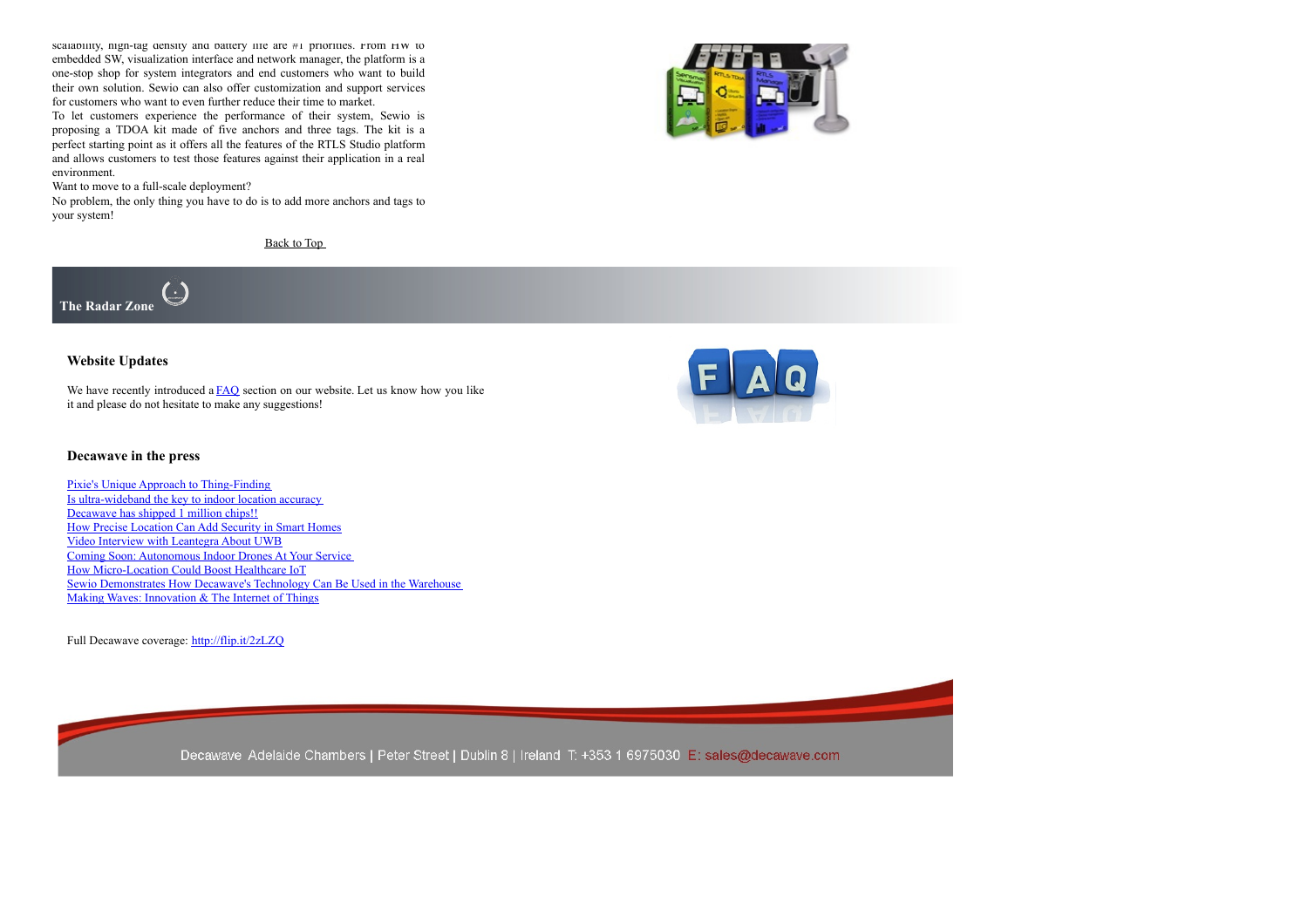scalability, high-tag density and battery life are #1 priorities. From HW to embedded SW, visualization interface and network manager, the platform is a one-stop shop for system integrators and end customers who want to build their own solution. Sewio can also offer customization and support services for customers who want to even further reduce their time to market.

To let customers experience the performance of their system, Sewio is proposing a TDOA kit made of five anchors and three tags. The kit is a perfect starting point as it offers all the features of the RTLS Studio platform and allows customers to test those features against their application in a real environment.

Want to move to a full-scale deployment?

No problem, the only thing you have to do is to add more anchors and tags to your system!

Back to Top

## The Radar Zone

### Website Updates

We have recently introduced a FAQ section on our website. Let us know how you like it and please do not hesitate to make any suggestions!

### Decawave in the press

- Pixie's Unique Approach to Thing-Finding
- Is ultra-wideband the key to indoor location accuracy
- Decawave has shipped 1 million chips!!
- How Precise Location Can Add Security in Smart Homes
- Video Interview with Leantegra About UWB
- Coming Soon: Autonomous Indoor Drones At Your Service
- How Micro-Location Could Boost Healthcare IoT
- Sewio Demonstrates How Decawave's Technology Can Be Used in the Warehouse
- Making Waves: Innovation & The Internet of Things

Full Decawave coverage: http://flip.it/2zLZQ

Decawave Adelaide Chambers | Peter Street | Dublin 8 | Ireland T: +353 1 6975030 E: sales@decawave.com